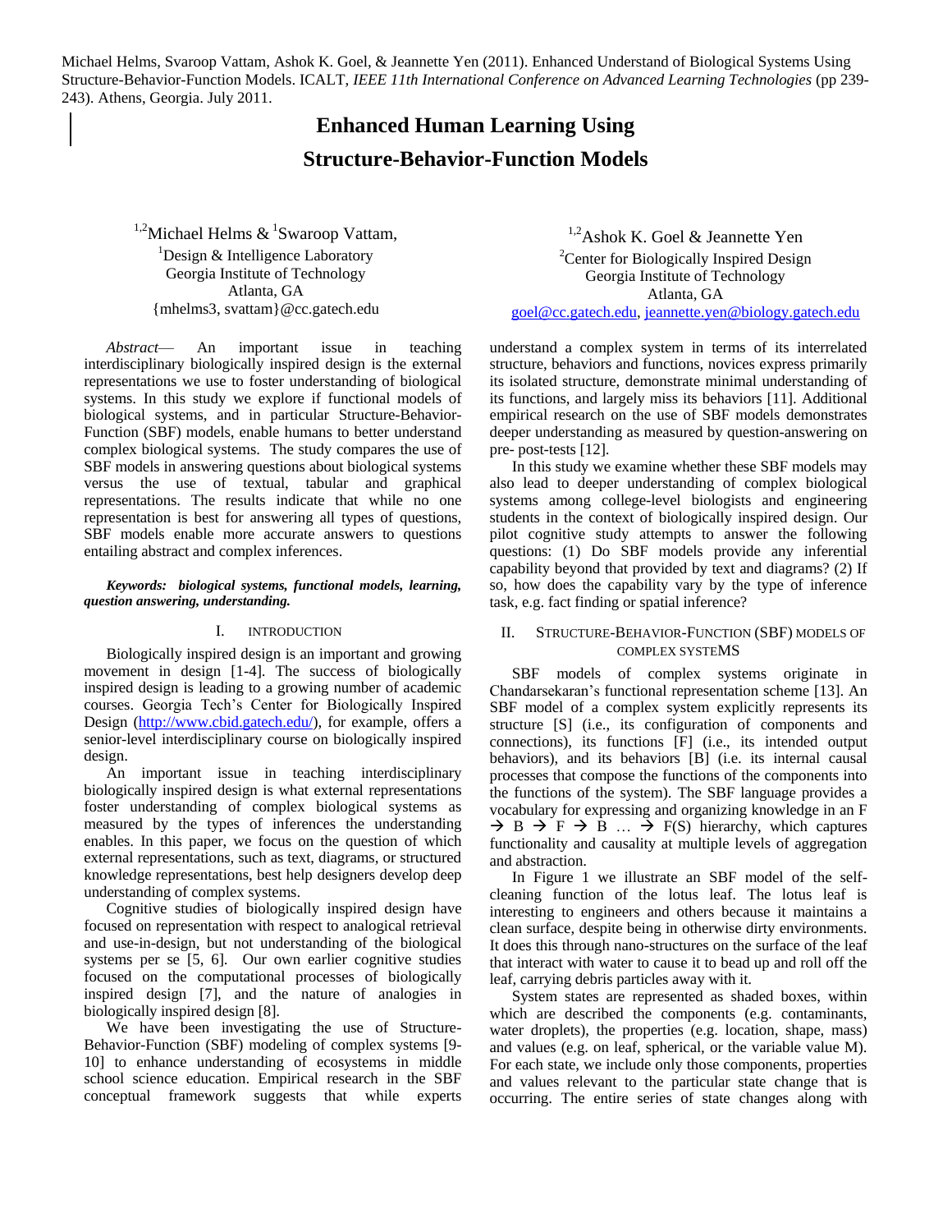Michael Helms, Svaroop Vattam, Ashok K. Goel, & Jeannette Yen (2011). Enhanced Understand of Biological Systems Using Structure-Behavior-Function Models. ICALT, *IEEE 11th International Conference on Advanced Learning Technologies* (pp 239-243). Athens, Georgia. July 2011.

# Enhanced Human Learning Using Structure-Behavior-Function Models

[1,2]Michael Helms & [1]Swaroop Vattam,
[1]Design & Intelligence Laboratory
Georgia Institute of Technology
Atlanta, GA
{mhelms3, svattam}@cc.gatech.edu

[1,2]Ashok K. Goel & Jeannette Yen
[2]Center for Biologically Inspired Design
Georgia Institute of Technology
Atlanta, GA
goel@cc.gatech.edu, jeannette.yen@biology.gatech.edu

*Abstract*— An important issue in teaching interdisciplinary biologically inspired design is the external representations we use to foster understanding of biological systems. In this study we explore if functional models of biological systems, and in particular Structure-Behavior-Function (SBF) models, enable humans to better understand complex biological systems. The study compares the use of SBF models in answering questions about biological systems versus the use of textual, tabular and graphical representations. The results indicate that while no one representation is best for answering all types of questions, SBF models enable more accurate answers to questions entailing abstract and complex inferences.

***Keywords: biological systems, functional models, learning, question answering, understanding.***

## I. Introduction

Biologically inspired design is an important and growing movement in design [1-4]. The success of biologically inspired design is leading to a growing number of academic courses. Georgia Tech's Center for Biologically Inspired Design (http://www.cbid.gatech.edu/), for example, offers a senior-level interdisciplinary course on biologically inspired design.

An important issue in teaching interdisciplinary biologically inspired design is what external representations foster understanding of complex biological systems as measured by the types of inferences the understanding enables. In this paper, we focus on the question of which external representations, such as text, diagrams, or structured knowledge representations, best help designers develop deep understanding of complex systems.

Cognitive studies of biologically inspired design have focused on representation with respect to analogical retrieval and use-in-design, but not understanding of the biological systems per se [5, 6]. Our own earlier cognitive studies focused on the computational processes of biologically inspired design [7], and the nature of analogies in biologically inspired design [8].

We have been investigating the use of Structure-Behavior-Function (SBF) modeling of complex systems [9-10] to enhance understanding of ecosystems in middle school science education. Empirical research in the SBF conceptual framework suggests that while experts understand a complex system in terms of its interrelated structure, behaviors and functions, novices express primarily its isolated structure, demonstrate minimal understanding of its functions, and largely miss its behaviors [11]. Additional empirical research on the use of SBF models demonstrates deeper understanding as measured by question-answering on pre- post-tests [12].

In this study we examine whether these SBF models may also lead to deeper understanding of complex biological systems among college-level biologists and engineering students in the context of biologically inspired design. Our pilot cognitive study attempts to answer the following questions: (1) Do SBF models provide any inferential capability beyond that provided by text and diagrams? (2) If so, how does the capability vary by the type of inference task, e.g. fact finding or spatial inference?

## II. Structure-Behavior-Function (SBF) Models of Complex Systems

SBF models of complex systems originate in Chandarsekaran's functional representation scheme [13]. An SBF model of a complex system explicitly represents its structure [S] (i.e., its configuration of components and connections), its functions [F] (i.e., its intended output behaviors), and its behaviors [B] (i.e. its internal causal processes that compose the functions of the components into the functions of the system). The SBF language provides a vocabulary for expressing and organizing knowledge in an F → B → F → B … → F(S) hierarchy, which captures functionality and causality at multiple levels of aggregation and abstraction.

In Figure 1 we illustrate an SBF model of the self-cleaning function of the lotus leaf. The lotus leaf is interesting to engineers and others because it maintains a clean surface, despite being in otherwise dirty environments. It does this through nano-structures on the surface of the leaf that interact with water to cause it to bead up and roll off the leaf, carrying debris particles away with it.

System states are represented as shaded boxes, within which are described the components (e.g. contaminants, water droplets), the properties (e.g. location, shape, mass) and values (e.g. on leaf, spherical, or the variable value M). For each state, we include only those components, properties and values relevant to the particular state change that is occurring. The entire series of state changes along with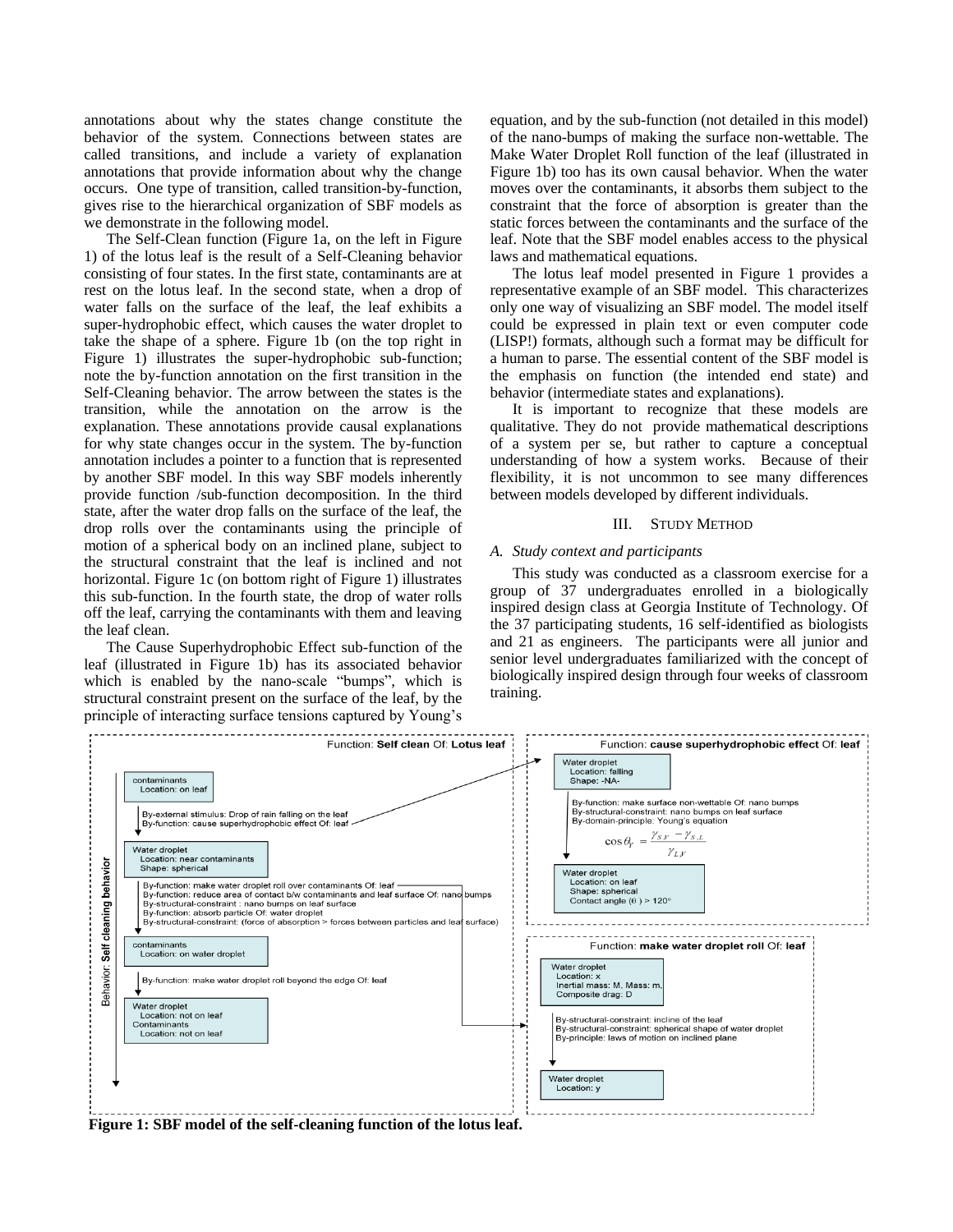annotations about why the states change constitute the behavior of the system. Connections between states are called transitions, and include a variety of explanation annotations that provide information about why the change occurs. One type of transition, called transition-by-function, gives rise to the hierarchical organization of SBF models as we demonstrate in the following model.

The Self-Clean function (Figure 1a, on the left in Figure 1) of the lotus leaf is the result of a Self-Cleaning behavior consisting of four states. In the first state, contaminants are at rest on the lotus leaf. In the second state, when a drop of water falls on the surface of the leaf, the leaf exhibits a super-hydrophobic effect, which causes the water droplet to take the shape of a sphere. Figure 1b (on the top right in Figure 1) illustrates the super-hydrophobic sub-function; note the by-function annotation on the first transition in the Self-Cleaning behavior. The arrow between the states is the transition, while the annotation on the arrow is the explanation. These annotations provide causal explanations for why state changes occur in the system. The by-function annotation includes a pointer to a function that is represented by another SBF model. In this way SBF models inherently provide function /sub-function decomposition. In the third state, after the water drop falls on the surface of the leaf, the drop rolls over the contaminants using the principle of motion of a spherical body on an inclined plane, subject to the structural constraint that the leaf is inclined and not horizontal. Figure 1c (on bottom right of Figure 1) illustrates this sub-function. In the fourth state, the drop of water rolls off the leaf, carrying the contaminants with them and leaving the leaf clean.

The Cause Superhydrophobic Effect sub-function of the leaf (illustrated in Figure 1b) has its associated behavior which is enabled by the nano-scale "bumps", which is structural constraint present on the surface of the leaf, by the principle of interacting surface tensions captured by Young's equation, and by the sub-function (not detailed in this model) of the nano-bumps of making the surface non-wettable. The Make Water Droplet Roll function of the leaf (illustrated in Figure 1b) too has its own causal behavior. When the water moves over the contaminants, it absorbs them subject to the constraint that the force of absorption is greater than the static forces between the contaminants and the surface of the leaf. Note that the SBF model enables access to the physical laws and mathematical equations.

The lotus leaf model presented in Figure 1 provides a representative example of an SBF model. This characterizes only one way of visualizing an SBF model. The model itself could be expressed in plain text or even computer code (LISP!) formats, although such a format may be difficult for a human to parse. The essential content of the SBF model is the emphasis on function (the intended end state) and behavior (intermediate states and explanations).

It is important to recognize that these models are qualitative. They do not provide mathematical descriptions of a system per se, but rather to capture a conceptual understanding of how a system works. Because of their flexibility, it is not uncommon to see many differences between models developed by different individuals.

## III. Study Method

### A. Study context and participants

This study was conducted as a classroom exercise for a group of 37 undergraduates enrolled in a biologically inspired design class at Georgia Institute of Technology. Of the 37 participating students, 16 self-identified as biologists and 21 as engineers. The participants were all junior and senior level undergraduates familiarized with the concept of biologically inspired design through four weeks of classroom training.

Function: **Self clean** Of: **Lotus leaf**

Behavior: **Self cleaning behavior**

- contaminants
  - Location: on leaf
- By-external stimulus: Drop of rain falling on the leaf
  By-function: cause superhydrophobic effect Of: leaf
- Water droplet
  - Location: near contaminants
  - Shape: spherical
- By-function: make water droplet roll over contaminants Of: leaf
  By-function: reduce area of contact b/w contaminants and leaf surface Of: nano bumps
  By-structural-constraint : nano bumps on leaf surface
  By-function: absorb particle Of: water droplet
  By-structural-constraint: (force of absorption > forces between particles and leaf surface)
- contaminants
  - Location: on water droplet
- By-function: make water droplet roll beyond the edge Of: leaf
- Water droplet
  - Location: not on leaf
  
  Contaminants
  - Location: not on leaf

Function: **cause superhydrophobic effect** Of: **leaf**

- Water droplet
  - Location: falling
  - Shape: -NA-
- By-function: make surface non-wettable Of: nano bumps
  By-structural-constraint: nano bumps on leaf surface
  By-domain-principle: Young's equation

$$\cos\theta_Y = \frac{\gamma_{SV} - \gamma_{S,L}}{\gamma_{LV}}$$

- Water droplet
  - Location: on leaf
  - Shape: spherical
  - Contact angle (θ) > 120°

Function: **make water droplet roll** Of: **leaf**

- Water droplet
  - Location: x
  - Inertial mass: M, Mass: m,
  - Composite drag: D
- By-structural-constraint: incline of the leaf
  By-structural-constraint: spherical shape of water droplet
  By-principle: laws of motion on inclined plane
- Water droplet
  - Location: y

**Figure 1: SBF model of the self-cleaning function of the lotus leaf.**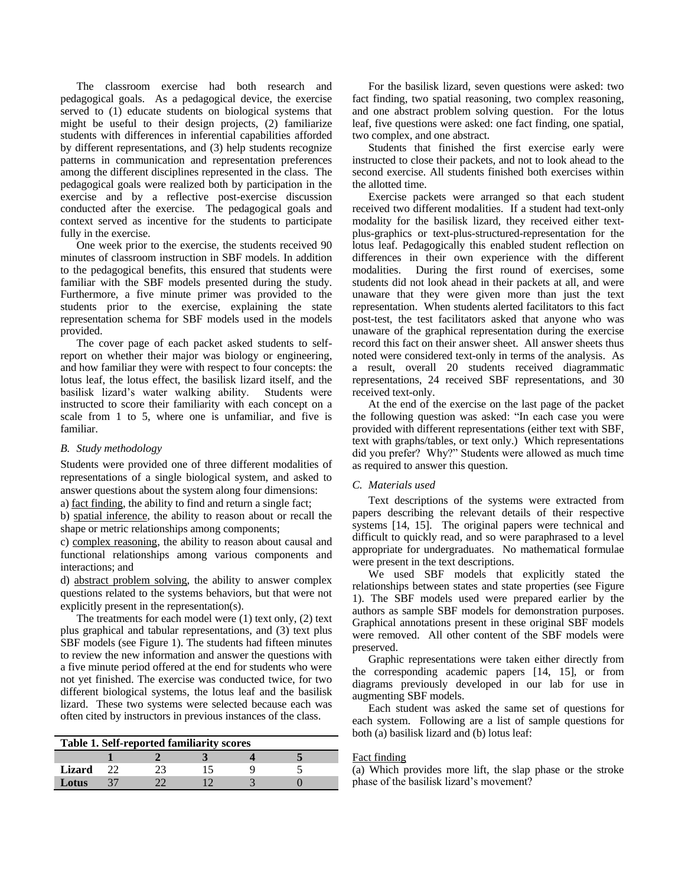The classroom exercise had both research and pedagogical goals. As a pedagogical device, the exercise served to (1) educate students on biological systems that might be useful to their design projects, (2) familiarize students with differences in inferential capabilities afforded by different representations, and (3) help students recognize patterns in communication and representation preferences among the different disciplines represented in the class. The pedagogical goals were realized both by participation in the exercise and by a reflective post-exercise discussion conducted after the exercise. The pedagogical goals and context served as incentive for the students to participate fully in the exercise.

One week prior to the exercise, the students received 90 minutes of classroom instruction in SBF models. In addition to the pedagogical benefits, this ensured that students were familiar with the SBF models presented during the study. Furthermore, a five minute primer was provided to the students prior to the exercise, explaining the state representation schema for SBF models used in the models provided.

The cover page of each packet asked students to self-report on whether their major was biology or engineering, and how familiar they were with respect to four concepts: the lotus leaf, the lotus effect, the basilisk lizard itself, and the basilisk lizard's water walking ability. Students were instructed to score their familiarity with each concept on a scale from 1 to 5, where one is unfamiliar, and five is familiar.

### *B. Study methodology*

Students were provided one of three different modalities of representations of a single biological system, and asked to answer questions about the system along four dimensions:

a) fact finding, the ability to find and return a single fact;

b) spatial inference, the ability to reason about or recall the shape or metric relationships among components;

c) complex reasoning, the ability to reason about causal and functional relationships among various components and interactions; and

d) abstract problem solving, the ability to answer complex questions related to the systems behaviors, but that were not explicitly present in the representation(s).

The treatments for each model were (1) text only, (2) text plus graphical and tabular representations, and (3) text plus SBF models (see Figure 1). The students had fifteen minutes to review the new information and answer the questions with a five minute period offered at the end for students who were not yet finished. The exercise was conducted twice, for two different biological systems, the lotus leaf and the basilisk lizard. These two systems were selected because each was often cited by instructors in previous instances of the class.

**Table 1. Self-reported familiarity scores**

| | 1 | 2 | 3 | 4 | 5 |
|---|---|---|---|---|---|
| **Lizard** | 22 | 23 | 15 | 9 | 5 |
| **Lotus** | 37 | 22 | 12 | 3 | 0 |

For the basilisk lizard, seven questions were asked: two fact finding, two spatial reasoning, two complex reasoning, and one abstract problem solving question. For the lotus leaf, five questions were asked: one fact finding, one spatial, two complex, and one abstract.

Students that finished the first exercise early were instructed to close their packets, and not to look ahead to the second exercise. All students finished both exercises within the allotted time.

Exercise packets were arranged so that each student received two different modalities. If a student had text-only modality for the basilisk lizard, they received either text-plus-graphics or text-plus-structured-representation for the lotus leaf. Pedagogically this enabled student reflection on differences in their own experience with the different modalities. During the first round of exercises, some students did not look ahead in their packets at all, and were unaware that they were given more than just the text representation. When students alerted facilitators to this fact post-test, the test facilitators asked that anyone who was unaware of the graphical representation during the exercise record this fact on their answer sheet. All answer sheets thus noted were considered text-only in terms of the analysis. As a result, overall 20 students received diagrammatic representations, 24 received SBF representations, and 30 received text-only.

At the end of the exercise on the last page of the packet the following question was asked: "In each case you were provided with different representations (either text with SBF, text with graphs/tables, or text only.) Which representations did you prefer? Why?" Students were allowed as much time as required to answer this question.

### *C. Materials used*

Text descriptions of the systems were extracted from papers describing the relevant details of their respective systems [14, 15]. The original papers were technical and difficult to quickly read, and so were paraphrased to a level appropriate for undergraduates. No mathematical formulae were present in the text descriptions.

We used SBF models that explicitly stated the relationships between states and state properties (see Figure 1). The SBF models used were prepared earlier by the authors as sample SBF models for demonstration purposes. Graphical annotations present in these original SBF models were removed. All other content of the SBF models were preserved.

Graphic representations were taken either directly from the corresponding academic papers [14, 15], or from diagrams previously developed in our lab for use in augmenting SBF models.

Each student was asked the same set of questions for each system. Following are a list of sample questions for both (a) basilisk lizard and (b) lotus leaf:

Fact finding

(a) Which provides more lift, the slap phase or the stroke phase of the basilisk lizard's movement?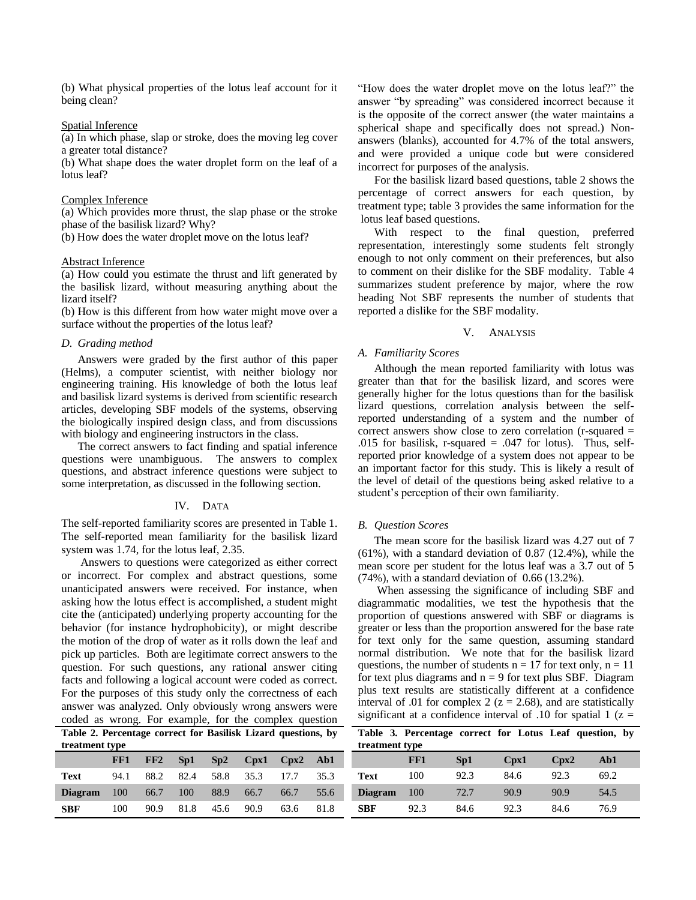(b) What physical properties of the lotus leaf account for it being clean?

Spatial Inference

(a) In which phase, slap or stroke, does the moving leg cover a greater total distance?

(b) What shape does the water droplet form on the leaf of a lotus leaf?

Complex Inference

(a) Which provides more thrust, the slap phase or the stroke phase of the basilisk lizard? Why?

(b) How does the water droplet move on the lotus leaf?

Abstract Inference

(a) How could you estimate the thrust and lift generated by the basilisk lizard, without measuring anything about the lizard itself?

(b) How is this different from how water might move over a surface without the properties of the lotus leaf?

### *D. Grading method*

Answers were graded by the first author of this paper (Helms), a computer scientist, with neither biology nor engineering training. His knowledge of both the lotus leaf and basilisk lizard systems is derived from scientific research articles, developing SBF models of the systems, observing the biologically inspired design class, and from discussions with biology and engineering instructors in the class.

The correct answers to fact finding and spatial inference questions were unambiguous. The answers to complex questions, and abstract inference questions were subject to some interpretation, as discussed in the following section.

## IV. Data

The self-reported familiarity scores are presented in Table 1. The self-reported mean familiarity for the basilisk lizard system was 1.74, for the lotus leaf, 2.35.

Answers to questions were categorized as either correct or incorrect. For complex and abstract questions, some unanticipated answers were received. For instance, when asking how the lotus effect is accomplished, a student might cite the (anticipated) underlying property accounting for the behavior (for instance hydrophobicity), or might describe the motion of the drop of water as it rolls down the leaf and pick up particles. Both are legitimate correct answers to the question. For such questions, any rational answer citing facts and following a logical account were coded as correct. For the purposes of this study only the correctness of each answer was analyzed. Only obviously wrong answers were coded as wrong. For example, for the complex question "How does the water droplet move on the lotus leaf?" the answer "by spreading" was considered incorrect because it is the opposite of the correct answer (the water maintains a spherical shape and specifically does not spread.) Non-answers (blanks), accounted for 4.7% of the total answers, and were provided a unique code but were considered incorrect for purposes of the analysis.

For the basilisk lizard based questions, table 2 shows the percentage of correct answers for each question, by treatment type; table 3 provides the same information for the lotus leaf based questions.

With respect to the final question, preferred representation, interestingly some students felt strongly enough to not only comment on their preferences, but also to comment on their dislike for the SBF modality. Table 4 summarizes student preference by major, where the row heading Not SBF represents the number of students that reported a dislike for the SBF modality.

**Table 2. Percentage correct for Basilisk Lizard questions, by treatment type**

| | FF1 | FF2 | Sp1 | Sp2 | Cpx1 | Cpx2 | Ab1 |
|---|---|---|---|---|---|---|---|
| **Text** | 94.1 | 88.2 | 82.4 | 58.8 | 35.3 | 17.7 | 35.3 |
| **Diagram** | 100 | 66.7 | 100 | 88.9 | 66.7 | 66.7 | 55.6 |
| **SBF** | 100 | 90.9 | 81.8 | 45.6 | 90.9 | 63.6 | 81.8 |

## V. Analysis

### *A. Familiarity Scores*

Although the mean reported familiarity with lotus was greater than that for the basilisk lizard, and scores were generally higher for the lotus questions than for the basilisk lizard questions, correlation analysis between the self-reported understanding of a system and the number of correct answers show close to zero correlation (r-squared = .015 for basilisk, r-squared = .047 for lotus). Thus, self-reported prior knowledge of a system does not appear to be an important factor for this study. This is likely a result of the level of detail of the questions being asked relative to a student's perception of their own familiarity.

### *B. Question Scores*

The mean score for the basilisk lizard was 4.27 out of 7 (61%), with a standard deviation of 0.87 (12.4%), while the mean score per student for the lotus leaf was a 3.7 out of 5 (74%), with a standard deviation of 0.66 (13.2%).

When assessing the significance of including SBF and diagrammatic modalities, we test the hypothesis that the proportion of questions answered with SBF or diagrams is greater or less than the proportion answered for the base rate for text only for the same question, assuming standard normal distribution. We note that for the basilisk lizard questions, the number of students $n = 17$ for text only, $n = 11$ for text plus diagrams and $n = 9$ for text plus SBF. Diagram plus text results are statistically different at a confidence interval of .01 for complex 2 ($z = 2.68$), and are statistically significant at a confidence interval of .10 for spatial 1 ($z =$

**Table 3. Percentage correct for Lotus Leaf question, by treatment type**

| | FF1 | Sp1 | Cpx1 | Cpx2 | Ab1 |
|---|---|---|---|---|---|
| **Text** | 100 | 92.3 | 84.6 | 92.3 | 69.2 |
| **Diagram** | 100 | 72.7 | 90.9 | 90.9 | 54.5 |
| **SBF** | 92.3 | 84.6 | 92.3 | 84.6 | 76.9 |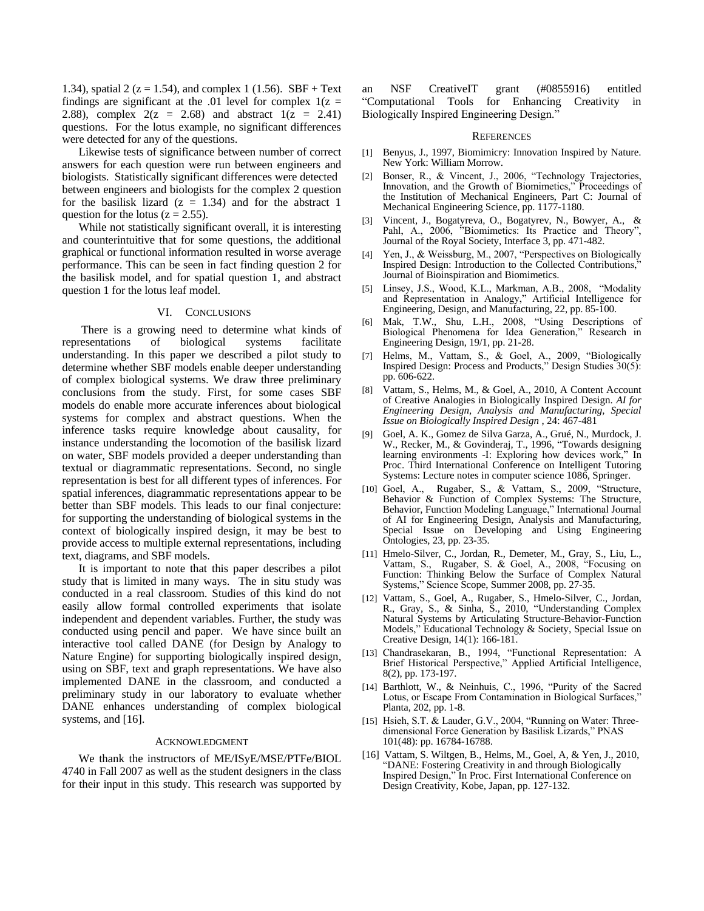1.34), spatial 2 ($z = 1.54$), and complex 1 (1.56). SBF + Text findings are significant at the .01 level for complex 1($z = 2.88$), complex 2($z = 2.68$) and abstract 1($z = 2.41$) questions. For the lotus example, no significant differences were detected for any of the questions.

Likewise tests of significance between number of correct answers for each question were run between engineers and biologists. Statistically significant differences were detected between engineers and biologists for the complex 2 question for the basilisk lizard ($z = 1.34$) and for the abstract 1 question for the lotus ($z = 2.55$).

While not statistically significant overall, it is interesting and counterintuitive that for some questions, the additional graphical or functional information resulted in worse average performance. This can be seen in fact finding question 2 for the basilisk model, and for spatial question 1, and abstract question 1 for the lotus leaf model.

## VI. Conclusions

There is a growing need to determine what kinds of representations of biological systems facilitate understanding. In this paper we described a pilot study to determine whether SBF models enable deeper understanding of complex biological systems. We draw three preliminary conclusions from the study. First, for some cases SBF models do enable more accurate inferences about biological systems for complex and abstract questions. When the inference tasks require knowledge about causality, for instance understanding the locomotion of the basilisk lizard on water, SBF models provided a deeper understanding than textual or diagrammatic representations. Second, no single representation is best for all different types of inferences. For spatial inferences, diagrammatic representations appear to be better than SBF models. This leads to our final conjecture: for supporting the understanding of biological systems in the context of biologically inspired design, it may be best to provide access to multiple external representations, including text, diagrams, and SBF models.

It is important to note that this paper describes a pilot study that is limited in many ways. The in situ study was conducted in a real classroom. Studies of this kind do not easily allow formal controlled experiments that isolate independent and dependent variables. Further, the study was conducted using pencil and paper. We have since built an interactive tool called DANE (for Design by Analogy to Nature Engine) for supporting biologically inspired design, using on SBF, text and graph representations. We have also implemented DANE in the classroom, and conducted a preliminary study in our laboratory to evaluate whether DANE enhances understanding of complex biological systems, and [16].

## Acknowledgment

We thank the instructors of ME/ISyE/MSE/PTFe/BIOL 4740 in Fall 2007 as well as the student designers in the class for their input in this study. This research was supported by an NSF CreativeIT grant (#0855916) entitled "Computational Tools for Enhancing Creativity in Biologically Inspired Engineering Design."

## References

[1] Benyus, J., 1997, Biomimicry: Innovation Inspired by Nature. New York: William Morrow.

[2] Bonser, R., & Vincent, J., 2006, "Technology Trajectories, Innovation, and the Growth of Biomimetics," Proceedings of the Institution of Mechanical Engineers, Part C: Journal of Mechanical Engineering Science, pp. 1177-1180.

[3] Vincent, J., Bogatyreva, O., Bogatyrev, N., Bowyer, A., & Pahl, A., 2006, "Biomimetics: Its Practice and Theory", Journal of the Royal Society, Interface 3, pp. 471-482.

[4] Yen, J., & Weissburg, M., 2007, "Perspectives on Biologically Inspired Design: Introduction to the Collected Contributions," Journal of Bioinspiration and Biomimetics.

[5] Linsey, J.S., Wood, K.L., Markman, A.B., 2008, "Modality and Representation in Analogy," Artificial Intelligence for Engineering, Design, and Manufacturing, 22, pp. 85-100.

[6] Mak, T.W., Shu, L.H., 2008, "Using Descriptions of Biological Phenomena for Idea Generation," Research in Engineering Design, 19/1, pp. 21-28.

[7] Helms, M., Vattam, S., & Goel, A., 2009, "Biologically Inspired Design: Process and Products," Design Studies 30(5): pp. 606-622.

[8] Vattam, S., Helms, M., & Goel, A., 2010, A Content Account of Creative Analogies in Biologically Inspired Design. *AI for Engineering Design, Analysis and Manufacturing, Special Issue on Biologically Inspired Design* , 24: 467-481

[9] Goel, A. K., Gomez de Silva Garza, A., Grué, N., Murdock, J. W., Recker, M., & Govinderaj, T., 1996, "Towards designing learning environments -I: Exploring how devices work," In Proc. Third International Conference on Intelligent Tutoring Systems: Lecture notes in computer science 1086, Springer.

[10] Goel, A., Rugaber, S., & Vattam, S., 2009, "Structure, Behavior & Function of Complex Systems: The Structure, Behavior, Function Modeling Language," International Journal of AI for Engineering Design, Analysis and Manufacturing, Special Issue on Developing and Using Engineering Ontologies, 23, pp. 23-35.

[11] Hmelo-Silver, C., Jordan, R., Demeter, M., Gray, S., Liu, L., Vattam, S., Rugaber, S. & Goel, A., 2008, "Focusing on Function: Thinking Below the Surface of Complex Natural Systems," Science Scope, Summer 2008, pp. 27-35.

[12] Vattam, S., Goel, A., Rugaber, S., Hmelo-Silver, C., Jordan, R., Gray, S., & Sinha, S., 2010, "Understanding Complex Natural Systems by Articulating Structure-Behavior-Function Models," Educational Technology & Society, Special Issue on Creative Design, 14(1): 166-181.

[13] Chandrasekaran, B., 1994, "Functional Representation: A Brief Historical Perspective," Applied Artificial Intelligence, 8(2), pp. 173-197.

[14] Barthlott, W., & Neinhuis, C., 1996, "Purity of the Sacred Lotus, or Escape From Contamination in Biological Surfaces," Planta, 202, pp. 1-8.

[15] Hsieh, S.T. & Lauder, G.V., 2004, "Running on Water: Three-dimensional Force Generation by Basilisk Lizards," PNAS 101(48): pp. 16784-16788.

[16] Vattam, S. Wiltgen, B., Helms, M., Goel, A, & Yen, J., 2010, "DANE: Fostering Creativity in and through Biologically Inspired Design," In Proc. First International Conference on Design Creativity, Kobe, Japan, pp. 127-132.